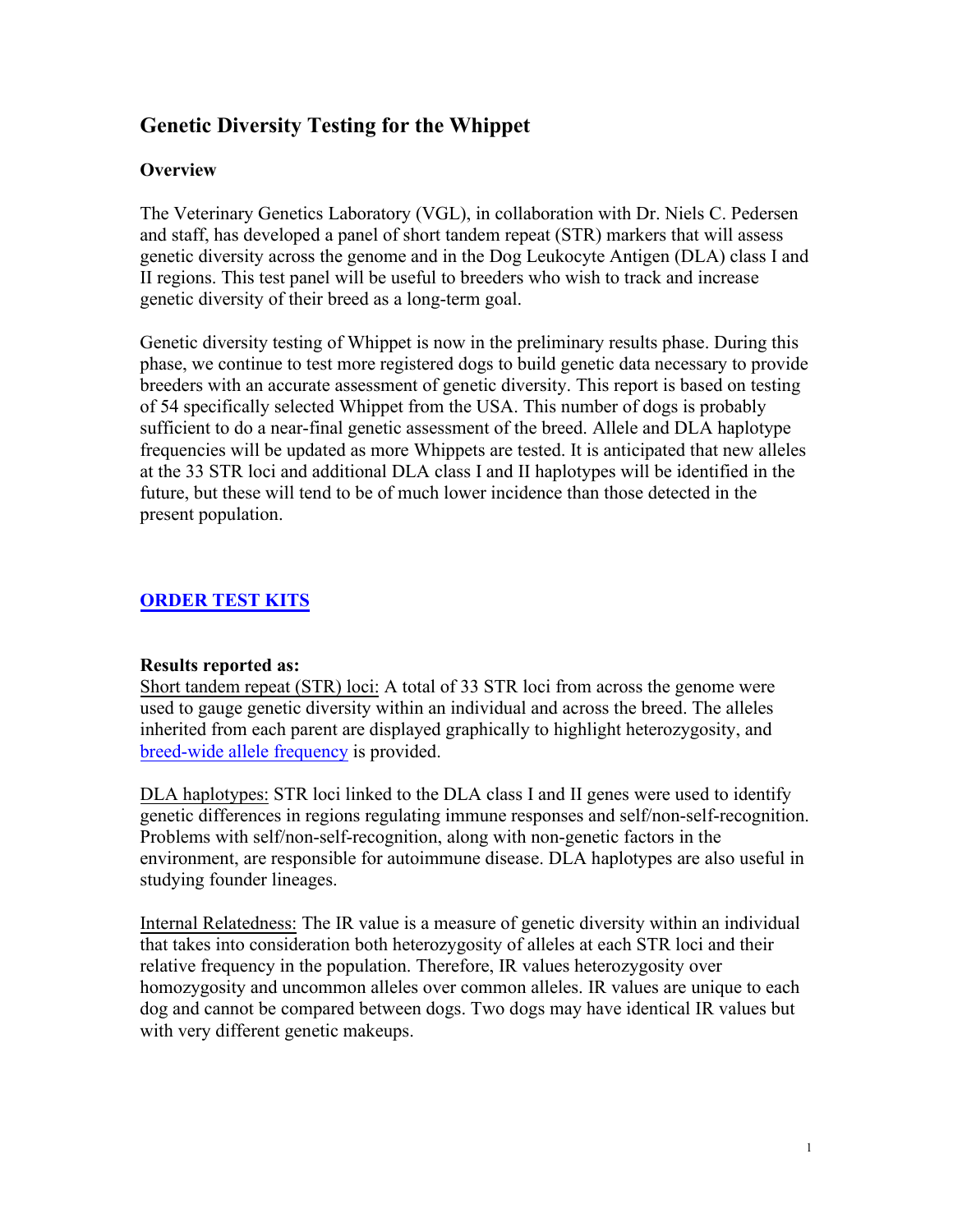# Genetic Diversity Testing for the Whippet

## Overview

The Veterinary Genetics Laboratory (VGL), in collaboration with Dr. Niels C. Pedersen and staff, has developed a panel of short tandem repeat (STR) markers that will assess genetic diversity across the genome and in the Dog Leukocyte Antigen (DLA) class I and II regions. This test panel will be useful to breeders who wish to track and increase genetic diversity of their breed as a long-term goal.

Genetic diversity testing of Whippet is now in the preliminary results phase. During this phase, we continue to test more registered dogs to build genetic data necessary to provide breeders with an accurate assessment of genetic diversity. This report is based on testing of 54 specifically selected Whippet from the USA. This number of dogs is probably sufficient to do a near-final genetic assessment of the breed. Allele and DLA haplotype frequencies will be updated as more Whippets are tested. It is anticipated that new alleles at the 33 STR loci and additional DLA class I and II haplotypes will be identified in the future, but these will tend to be of much lower incidence than those detected in the present population.

**ORDER TEST KITS**

**Results reported as:**

Short tandem repeat (STR) loci: A total of 33 STR loci from across the genome were used to gauge genetic diversity within an individual and across the breed. The alleles inherited from each parent are displayed graphically to highlight heterozygosity, and breed-wide allele frequency is provided.

DLA haplotypes: STR loci linked to the DLA class I and II genes were used to identify genetic differences in regions regulating immune responses and self/non-self-recognition. Problems with self/non-self-recognition, along with non-genetic factors in the environment, are responsible for autoimmune disease. DLA haplotypes are also useful in studying founder lineages.

Internal Relatedness: The IR value is a measure of genetic diversity within an individual that takes into consideration both heterozygosity of alleles at each STR loci and their relative frequency in the population. Therefore, IR values heterozygosity over homozygosity and uncommon alleles over common alleles. IR values are unique to each dog and cannot be compared between dogs. Two dogs may have identical IR values but with very different genetic makeups.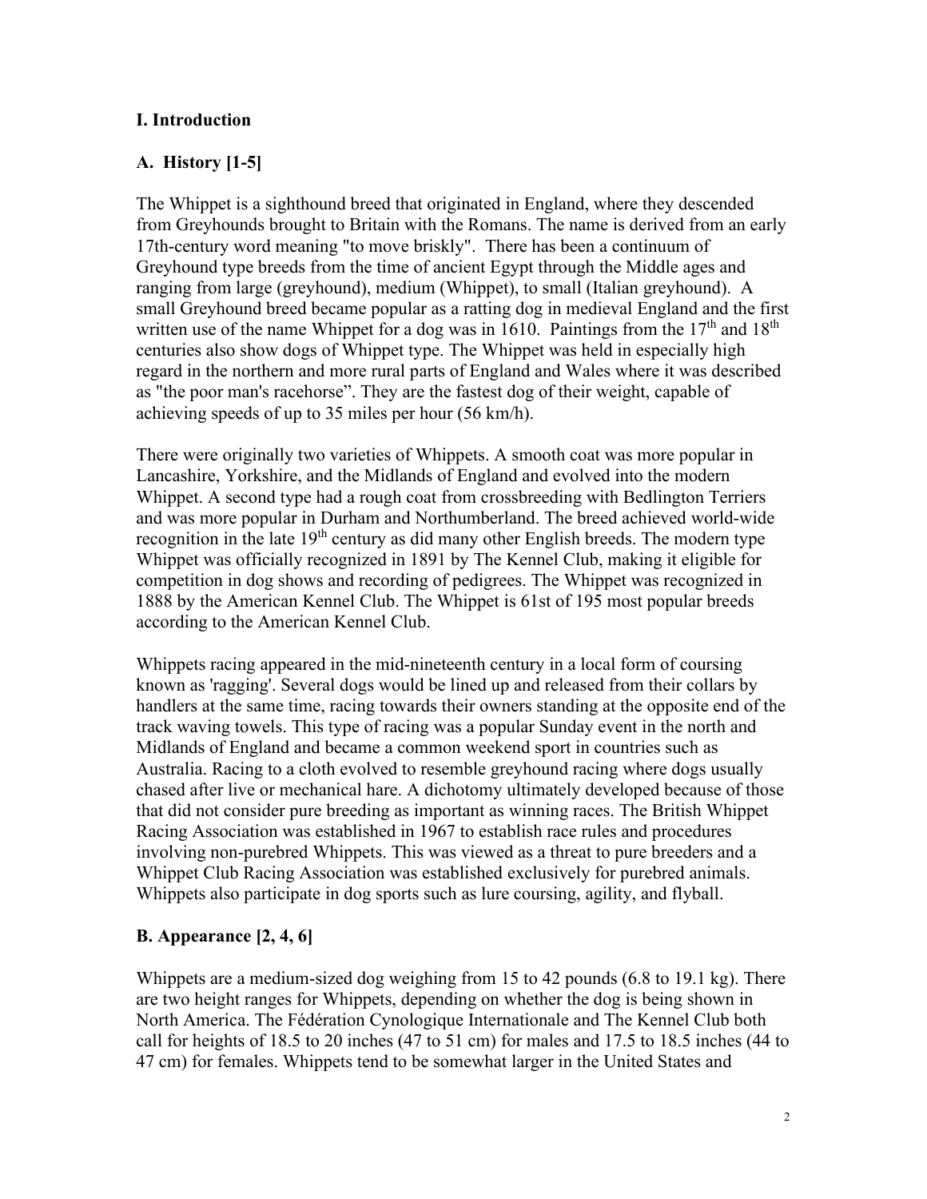## I. Introduction

### A. History [1-5]

The Whippet is a sighthound breed that originated in England, where they descended from Greyhounds brought to Britain with the Romans. The name is derived from an early 17th-century word meaning "to move briskly". There has been a continuum of Greyhound type breeds from the time of ancient Egypt through the Middle ages and ranging from large (greyhound), medium (Whippet), to small (Italian greyhound). A small Greyhound breed became popular as a ratting dog in medieval England and the first written use of the name Whippet for a dog was in 1610. Paintings from the 17th and 18th centuries also show dogs of Whippet type. The Whippet was held in especially high regard in the northern and more rural parts of England and Wales where it was described as "the poor man's racehorse". They are the fastest dog of their weight, capable of achieving speeds of up to 35 miles per hour (56 km/h).

There were originally two varieties of Whippets. A smooth coat was more popular in Lancashire, Yorkshire, and the Midlands of England and evolved into the modern Whippet. A second type had a rough coat from crossbreeding with Bedlington Terriers and was more popular in Durham and Northumberland. The breed achieved world-wide recognition in the late 19th century as did many other English breeds. The modern type Whippet was officially recognized in 1891 by The Kennel Club, making it eligible for competition in dog shows and recording of pedigrees. The Whippet was recognized in 1888 by the American Kennel Club. The Whippet is 61st of 195 most popular breeds according to the American Kennel Club.

Whippets racing appeared in the mid-nineteenth century in a local form of coursing known as 'ragging'. Several dogs would be lined up and released from their collars by handlers at the same time, racing towards their owners standing at the opposite end of the track waving towels. This type of racing was a popular Sunday event in the north and Midlands of England and became a common weekend sport in countries such as Australia. Racing to a cloth evolved to resemble greyhound racing where dogs usually chased after live or mechanical hare. A dichotomy ultimately developed because of those that did not consider pure breeding as important as winning races. The British Whippet Racing Association was established in 1967 to establish race rules and procedures involving non-purebred Whippets. This was viewed as a threat to pure breeders and a Whippet Club Racing Association was established exclusively for purebred animals. Whippets also participate in dog sports such as lure coursing, agility, and flyball.

### B. Appearance [2, 4, 6]

Whippets are a medium-sized dog weighing from 15 to 42 pounds (6.8 to 19.1 kg). There are two height ranges for Whippets, depending on whether the dog is being shown in North America. The Fédération Cynologique Internationale and The Kennel Club both call for heights of 18.5 to 20 inches (47 to 51 cm) for males and 17.5 to 18.5 inches (44 to 47 cm) for females. Whippets tend to be somewhat larger in the United States and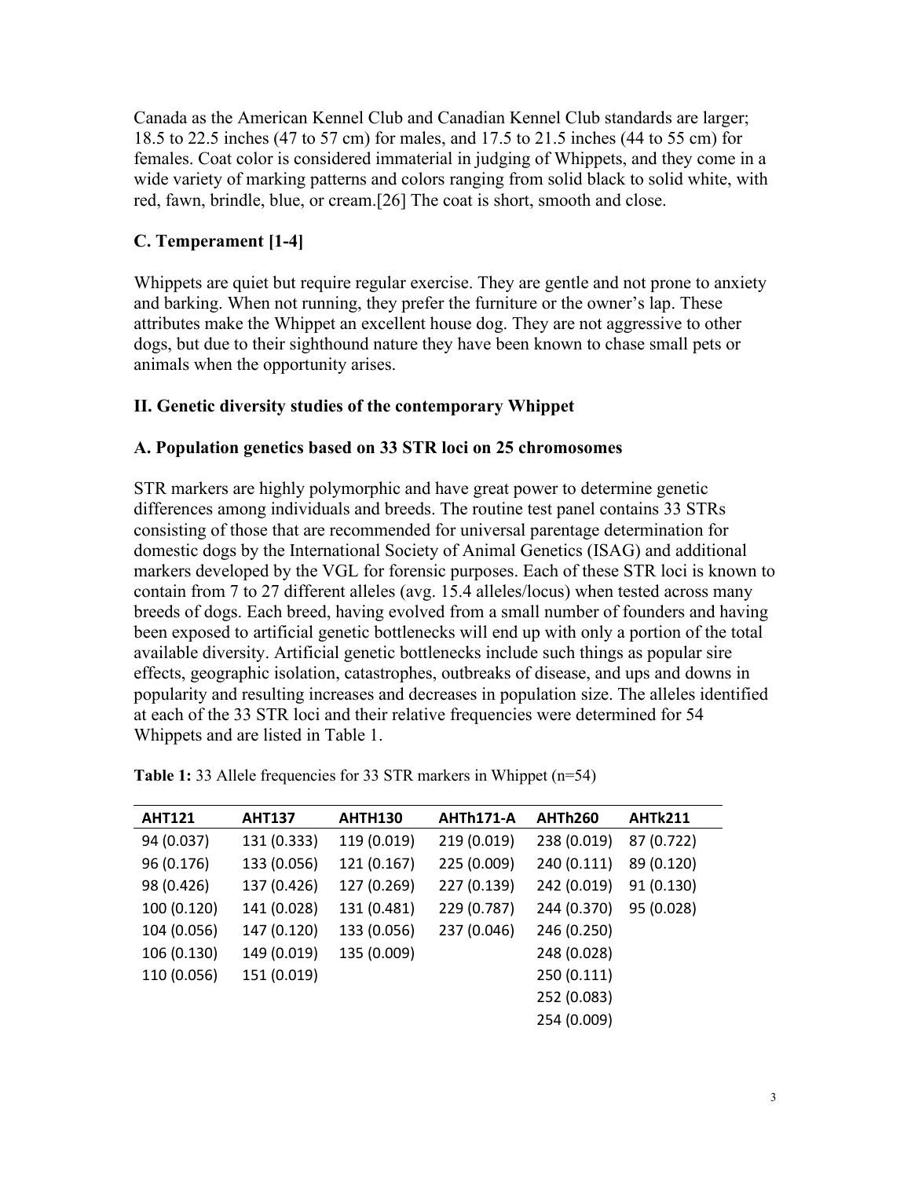Canada as the American Kennel Club and Canadian Kennel Club standards are larger; 18.5 to 22.5 inches (47 to 57 cm) for males, and 17.5 to 21.5 inches (44 to 55 cm) for females. Coat color is considered immaterial in judging of Whippets, and they come in a wide variety of marking patterns and colors ranging from solid black to solid white, with red, fawn, brindle, blue, or cream.[26] The coat is short, smooth and close.

### C. Temperament [1-4]

Whippets are quiet but require regular exercise. They are gentle and not prone to anxiety and barking. When not running, they prefer the furniture or the owner's lap. These attributes make the Whippet an excellent house dog. They are not aggressive to other dogs, but due to their sighthound nature they have been known to chase small pets or animals when the opportunity arises.

## II. Genetic diversity studies of the contemporary Whippet

### A. Population genetics based on 33 STR loci on 25 chromosomes

STR markers are highly polymorphic and have great power to determine genetic differences among individuals and breeds. The routine test panel contains 33 STRs consisting of those that are recommended for universal parentage determination for domestic dogs by the International Society of Animal Genetics (ISAG) and additional markers developed by the VGL for forensic purposes. Each of these STR loci is known to contain from 7 to 27 different alleles (avg. 15.4 alleles/locus) when tested across many breeds of dogs. Each breed, having evolved from a small number of founders and having been exposed to artificial genetic bottlenecks will end up with only a portion of the total available diversity. Artificial genetic bottlenecks include such things as popular sire effects, geographic isolation, catastrophes, outbreaks of disease, and ups and downs in popularity and resulting increases and decreases in population size. The alleles identified at each of the 33 STR loci and their relative frequencies were determined for 54 Whippets and are listed in Table 1.

**Table 1:** 33 Allele frequencies for 33 STR markers in Whippet (n=54)

| AHT121 | AHT137 | AHTH130 | AHTh171-A | AHTh260 | AHTk211 |
|---|---|---|---|---|---|
| 94 (0.037) | 131 (0.333) | 119 (0.019) | 219 (0.019) | 238 (0.019) | 87 (0.722) |
| 96 (0.176) | 133 (0.056) | 121 (0.167) | 225 (0.009) | 240 (0.111) | 89 (0.120) |
| 98 (0.426) | 137 (0.426) | 127 (0.269) | 227 (0.139) | 242 (0.019) | 91 (0.130) |
| 100 (0.120) | 141 (0.028) | 131 (0.481) | 229 (0.787) | 244 (0.370) | 95 (0.028) |
| 104 (0.056) | 147 (0.120) | 133 (0.056) | 237 (0.046) | 246 (0.250) | |
| 106 (0.130) | 149 (0.019) | 135 (0.009) | | 248 (0.028) | |
| 110 (0.056) | 151 (0.019) | | | 250 (0.111) | |
| | | | | 252 (0.083) | |
| | | | | 254 (0.009) | |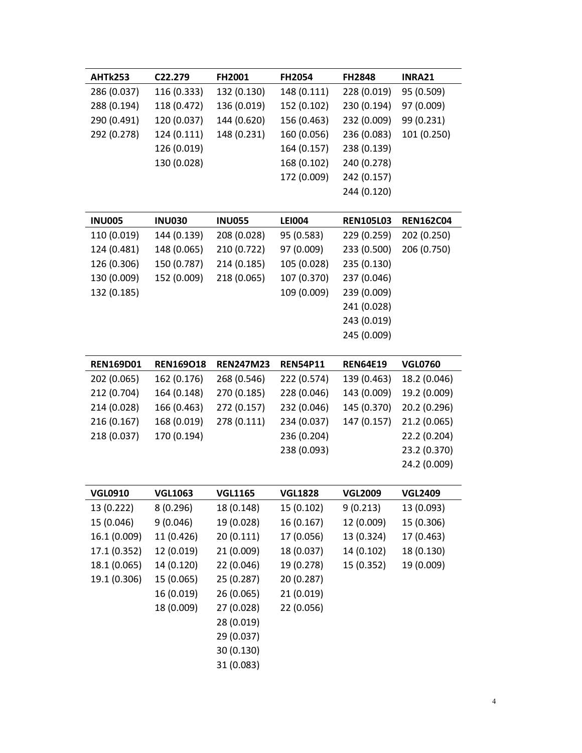| AHTk253 | C22.279 | FH2001 | FH2054 | FH2848 | INRA21 |
|---|---|---|---|---|---|
| 286 (0.037) | 116 (0.333) | 132 (0.130) | 148 (0.111) | 228 (0.019) | 95 (0.509) |
| 288 (0.194) | 118 (0.472) | 136 (0.019) | 152 (0.102) | 230 (0.194) | 97 (0.009) |
| 290 (0.491) | 120 (0.037) | 144 (0.620) | 156 (0.463) | 232 (0.009) | 99 (0.231) |
| 292 (0.278) | 124 (0.111) | 148 (0.231) | 160 (0.056) | 236 (0.083) | 101 (0.250) |
| | 126 (0.019) | | 164 (0.157) | 238 (0.139) | |
| | 130 (0.028) | | 168 (0.102) | 240 (0.278) | |
| | | | 172 (0.009) | 242 (0.157) | |
| | | | | 244 (0.120) | |

| INU005 | INU030 | INU055 | LEI004 | REN105L03 | REN162C04 |
|---|---|---|---|---|---|
| 110 (0.019) | 144 (0.139) | 208 (0.028) | 95 (0.583) | 229 (0.259) | 202 (0.250) |
| 124 (0.481) | 148 (0.065) | 210 (0.722) | 97 (0.009) | 233 (0.500) | 206 (0.750) |
| 126 (0.306) | 150 (0.787) | 214 (0.185) | 105 (0.028) | 235 (0.130) | |
| 130 (0.009) | 152 (0.009) | 218 (0.065) | 107 (0.370) | 237 (0.046) | |
| 132 (0.185) | | | 109 (0.009) | 239 (0.009) | |
| | | | | 241 (0.028) | |
| | | | | 243 (0.019) | |
| | | | | 245 (0.009) | |

| REN169D01 | REN169O18 | REN247M23 | REN54P11 | REN64E19 | VGL0760 |
|---|---|---|---|---|---|
| 202 (0.065) | 162 (0.176) | 268 (0.546) | 222 (0.574) | 139 (0.463) | 18.2 (0.046) |
| 212 (0.704) | 164 (0.148) | 270 (0.185) | 228 (0.046) | 143 (0.009) | 19.2 (0.009) |
| 214 (0.028) | 166 (0.463) | 272 (0.157) | 232 (0.046) | 145 (0.370) | 20.2 (0.296) |
| 216 (0.167) | 168 (0.019) | 278 (0.111) | 234 (0.037) | 147 (0.157) | 21.2 (0.065) |
| 218 (0.037) | 170 (0.194) | | 236 (0.204) | | 22.2 (0.204) |
| | | | 238 (0.093) | | 23.2 (0.370) |
| | | | | | 24.2 (0.009) |

| VGL0910 | VGL1063 | VGL1165 | VGL1828 | VGL2009 | VGL2409 |
|---|---|---|---|---|---|
| 13 (0.222) | 8 (0.296) | 18 (0.148) | 15 (0.102) | 9 (0.213) | 13 (0.093) |
| 15 (0.046) | 9 (0.046) | 19 (0.028) | 16 (0.167) | 12 (0.009) | 15 (0.306) |
| 16.1 (0.009) | 11 (0.426) | 20 (0.111) | 17 (0.056) | 13 (0.324) | 17 (0.463) |
| 17.1 (0.352) | 12 (0.019) | 21 (0.009) | 18 (0.037) | 14 (0.102) | 18 (0.130) |
| 18.1 (0.065) | 14 (0.120) | 22 (0.046) | 19 (0.278) | 15 (0.352) | 19 (0.009) |
| 19.1 (0.306) | 15 (0.065) | 25 (0.287) | 20 (0.287) | | |
| | 16 (0.019) | 26 (0.065) | 21 (0.019) | | |
| | 18 (0.009) | 27 (0.028) | 22 (0.056) | | |
| | | 28 (0.019) | | | |
| | | 29 (0.037) | | | |
| | | 30 (0.130) | | | |
| | | 31 (0.083) | | | |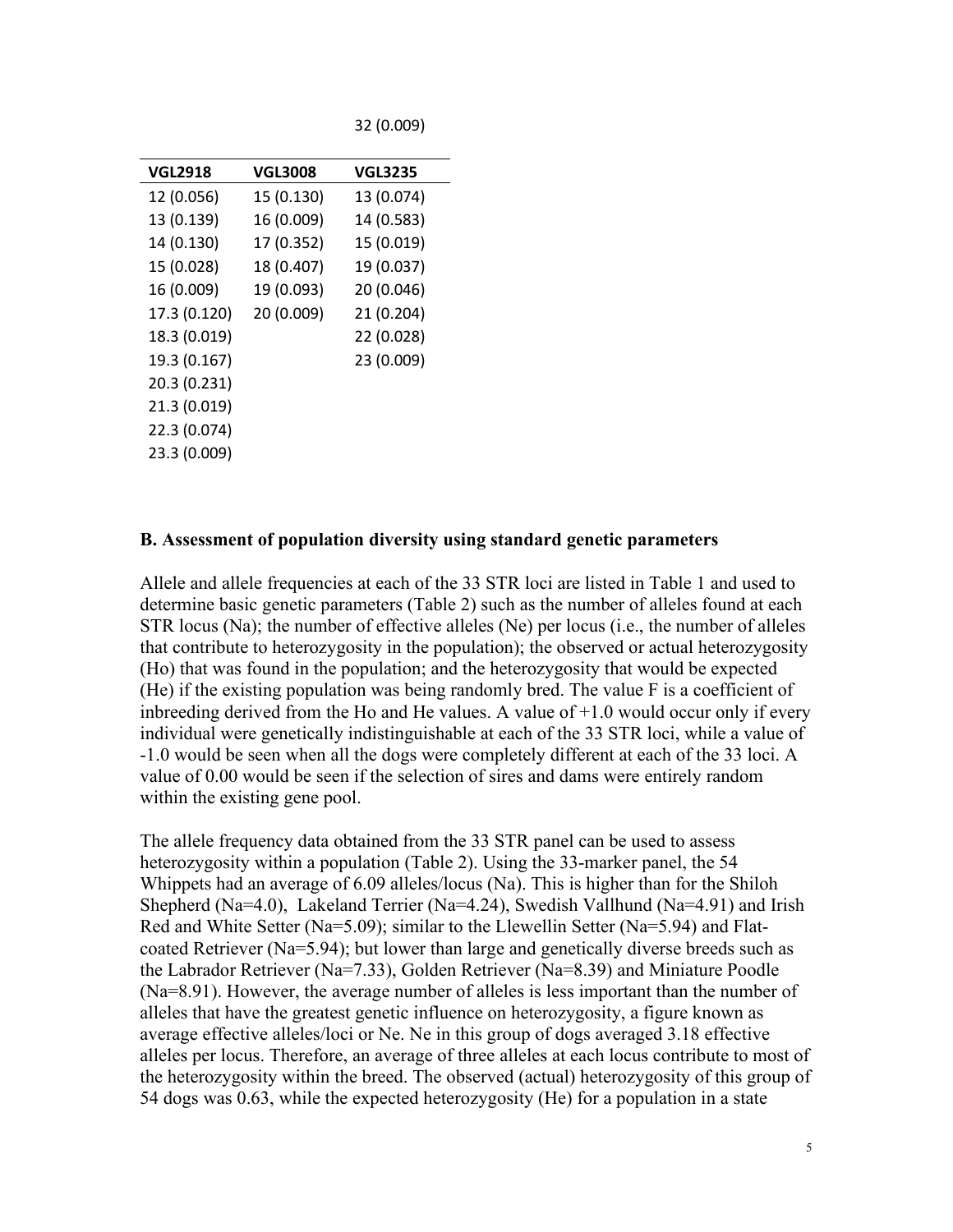32 (0.009)

| VGL2918 | VGL3008 | VGL3235 |
|---|---|---|
| 12 (0.056) | 15 (0.130) | 13 (0.074) |
| 13 (0.139) | 16 (0.009) | 14 (0.583) |
| 14 (0.130) | 17 (0.352) | 15 (0.019) |
| 15 (0.028) | 18 (0.407) | 19 (0.037) |
| 16 (0.009) | 19 (0.093) | 20 (0.046) |
| 17.3 (0.120) | 20 (0.009) | 21 (0.204) |
| 18.3 (0.019) | | 22 (0.028) |
| 19.3 (0.167) | | 23 (0.009) |
| 20.3 (0.231) | | |
| 21.3 (0.019) | | |
| 22.3 (0.074) | | |
| 23.3 (0.009) | | |

**B. Assessment of population diversity using standard genetic parameters**

Allele and allele frequencies at each of the 33 STR loci are listed in Table 1 and used to determine basic genetic parameters (Table 2) such as the number of alleles found at each STR locus (Na); the number of effective alleles (Ne) per locus (i.e., the number of alleles that contribute to heterozygosity in the population); the observed or actual heterozygosity (Ho) that was found in the population; and the heterozygosity that would be expected (He) if the existing population was being randomly bred. The value F is a coefficient of inbreeding derived from the Ho and He values. A value of +1.0 would occur only if every individual were genetically indistinguishable at each of the 33 STR loci, while a value of -1.0 would be seen when all the dogs were completely different at each of the 33 loci. A value of 0.00 would be seen if the selection of sires and dams were entirely random within the existing gene pool.

The allele frequency data obtained from the 33 STR panel can be used to assess heterozygosity within a population (Table 2). Using the 33-marker panel, the 54 Whippets had an average of 6.09 alleles/locus (Na). This is higher than for the Shiloh Shepherd (Na=4.0), Lakeland Terrier (Na=4.24), Swedish Vallhund (Na=4.91) and Irish Red and White Setter (Na=5.09); similar to the Llewellin Setter (Na=5.94) and Flat-coated Retriever (Na=5.94); but lower than large and genetically diverse breeds such as the Labrador Retriever (Na=7.33), Golden Retriever (Na=8.39) and Miniature Poodle (Na=8.91). However, the average number of alleles is less important than the number of alleles that have the greatest genetic influence on heterozygosity, a figure known as average effective alleles/loci or Ne. Ne in this group of dogs averaged 3.18 effective alleles per locus. Therefore, an average of three alleles at each locus contribute to most of the heterozygosity within the breed. The observed (actual) heterozygosity of this group of 54 dogs was 0.63, while the expected heterozygosity (He) for a population in a state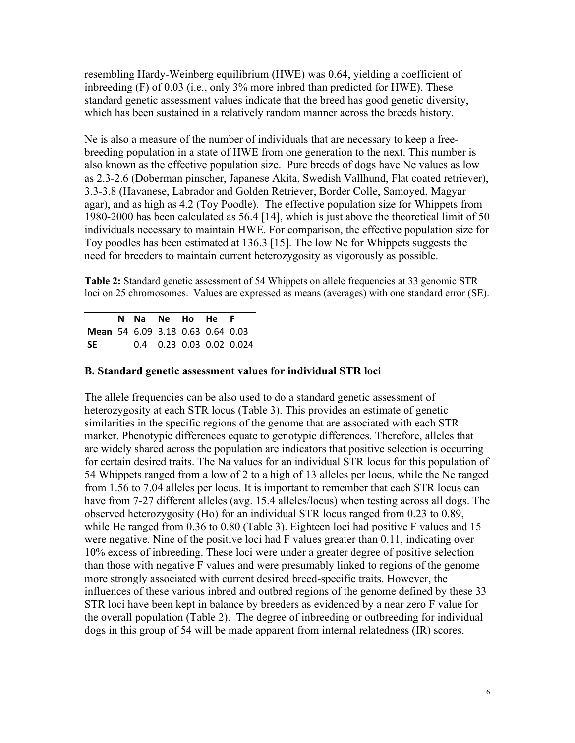resembling Hardy-Weinberg equilibrium (HWE) was 0.64, yielding a coefficient of inbreeding (F) of 0.03 (i.e., only 3% more inbred than predicted for HWE). These standard genetic assessment values indicate that the breed has good genetic diversity, which has been sustained in a relatively random manner across the breeds history.

Ne is also a measure of the number of individuals that are necessary to keep a free-breeding population in a state of HWE from one generation to the next. This number is also known as the effective population size. Pure breeds of dogs have Ne values as low as 2.3-2.6 (Doberman pinscher, Japanese Akita, Swedish Vallhund, Flat coated retriever), 3.3-3.8 (Havanese, Labrador and Golden Retriever, Border Colle, Samoyed, Magyar agar), and as high as 4.2 (Toy Poodle). The effective population size for Whippets from 1980-2000 has been calculated as 56.4 [14], which is just above the theoretical limit of 50 individuals necessary to maintain HWE. For comparison, the effective population size for Toy poodles has been estimated at 136.3 [15]. The low Ne for Whippets suggests the need for breeders to maintain current heterozygosity as vigorously as possible.

**Table 2:** Standard genetic assessment of 54 Whippets on allele frequencies at 33 genomic STR loci on 25 chromosomes. Values are expressed as means (averages) with one standard error (SE).

| | N | Na | Ne | Ho | He | F |
|---|---|---|---|---|---|---|
| **Mean** | 54 | 6.09 | 3.18 | 0.63 | 0.64 | 0.03 |
| **SE** | | 0.4 | 0.23 | 0.03 | 0.02 | 0.024 |

### B. Standard genetic assessment values for individual STR loci

The allele frequencies can be also used to do a standard genetic assessment of heterozygosity at each STR locus (Table 3). This provides an estimate of genetic similarities in the specific regions of the genome that are associated with each STR marker. Phenotypic differences equate to genotypic differences. Therefore, alleles that are widely shared across the population are indicators that positive selection is occurring for certain desired traits. The Na values for an individual STR locus for this population of 54 Whippets ranged from a low of 2 to a high of 13 alleles per locus, while the Ne ranged from 1.56 to 7.04 alleles per locus. It is important to remember that each STR locus can have from 7-27 different alleles (avg. 15.4 alleles/locus) when testing across all dogs. The observed heterozygosity (Ho) for an individual STR locus ranged from 0.23 to 0.89, while He ranged from 0.36 to 0.80 (Table 3). Eighteen loci had positive F values and 15 were negative. Nine of the positive loci had F values greater than 0.11, indicating over 10% excess of inbreeding. These loci were under a greater degree of positive selection than those with negative F values and were presumably linked to regions of the genome more strongly associated with current desired breed-specific traits. However, the influences of these various inbred and outbred regions of the genome defined by these 33 STR loci have been kept in balance by breeders as evidenced by a near zero F value for the overall population (Table 2). The degree of inbreeding or outbreeding for individual dogs in this group of 54 will be made apparent from internal relatedness (IR) scores.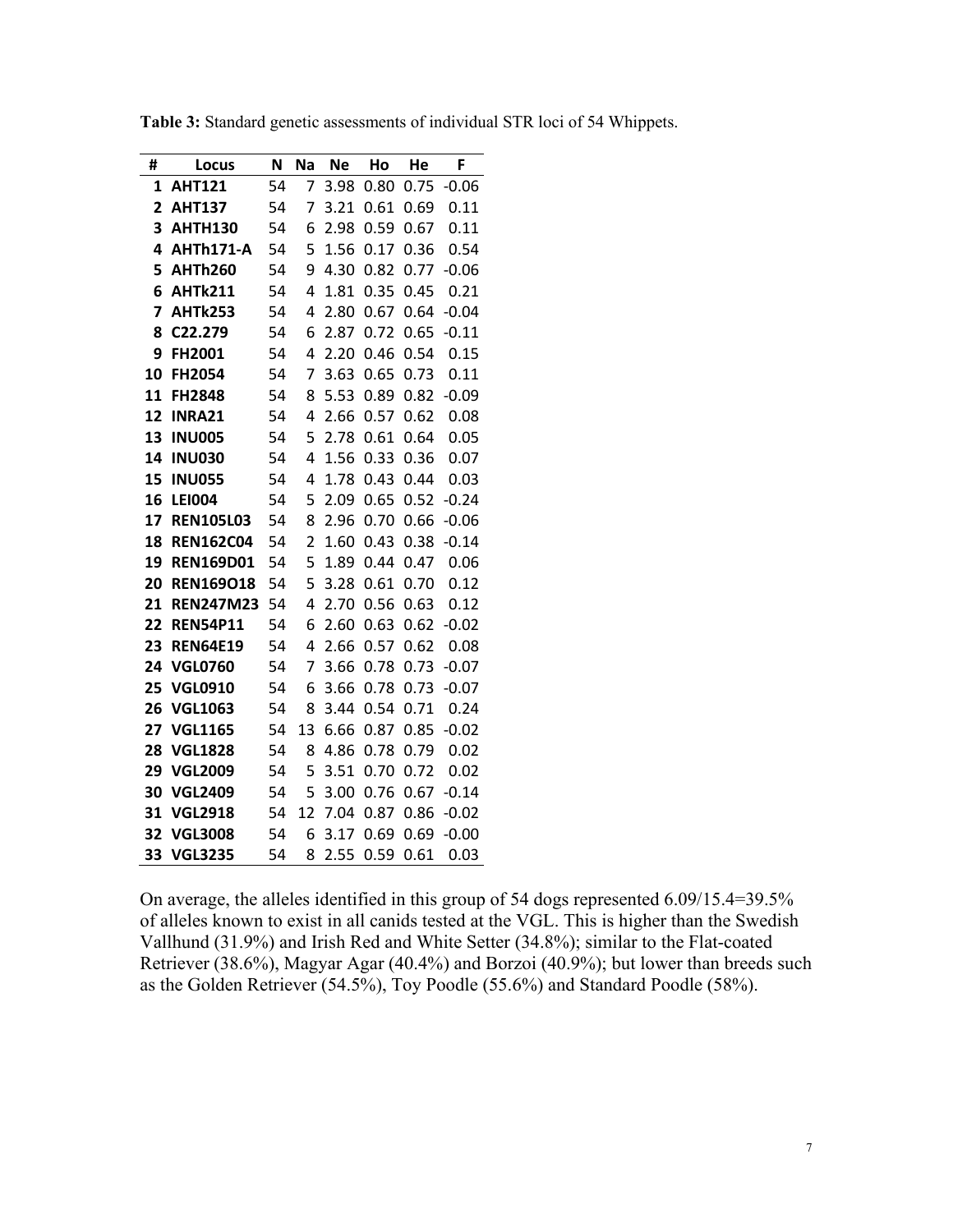**Table 3:** Standard genetic assessments of individual STR loci of 54 Whippets.

| # | Locus | N | Na | Ne | Ho | He | F |
|---|---|---|---|---|---|---|---|
| 1 | **AHT121** | 54 | 7 | 3.98 | 0.80 | 0.75 | -0.06 |
| 2 | **AHT137** | 54 | 7 | 3.21 | 0.61 | 0.69 | 0.11 |
| 3 | **AHTH130** | 54 | 6 | 2.98 | 0.59 | 0.67 | 0.11 |
| 4 | **AHTh171-A** | 54 | 5 | 1.56 | 0.17 | 0.36 | 0.54 |
| 5 | **AHTh260** | 54 | 9 | 4.30 | 0.82 | 0.77 | -0.06 |
| 6 | **AHTk211** | 54 | 4 | 1.81 | 0.35 | 0.45 | 0.21 |
| 7 | **AHTk253** | 54 | 4 | 2.80 | 0.67 | 0.64 | -0.04 |
| 8 | **C22.279** | 54 | 6 | 2.87 | 0.72 | 0.65 | -0.11 |
| 9 | **FH2001** | 54 | 4 | 2.20 | 0.46 | 0.54 | 0.15 |
| 10 | **FH2054** | 54 | 7 | 3.63 | 0.65 | 0.73 | 0.11 |
| 11 | **FH2848** | 54 | 8 | 5.53 | 0.89 | 0.82 | -0.09 |
| 12 | **INRA21** | 54 | 4 | 2.66 | 0.57 | 0.62 | 0.08 |
| 13 | **INU005** | 54 | 5 | 2.78 | 0.61 | 0.64 | 0.05 |
| 14 | **INU030** | 54 | 4 | 1.56 | 0.33 | 0.36 | 0.07 |
| 15 | **INU055** | 54 | 4 | 1.78 | 0.43 | 0.44 | 0.03 |
| 16 | **LEI004** | 54 | 5 | 2.09 | 0.65 | 0.52 | -0.24 |
| 17 | **REN105L03** | 54 | 8 | 2.96 | 0.70 | 0.66 | -0.06 |
| 18 | **REN162C04** | 54 | 2 | 1.60 | 0.43 | 0.38 | -0.14 |
| 19 | **REN169D01** | 54 | 5 | 1.89 | 0.44 | 0.47 | 0.06 |
| 20 | **REN169O18** | 54 | 5 | 3.28 | 0.61 | 0.70 | 0.12 |
| 21 | **REN247M23** | 54 | 4 | 2.70 | 0.56 | 0.63 | 0.12 |
| 22 | **REN54P11** | 54 | 6 | 2.60 | 0.63 | 0.62 | -0.02 |
| 23 | **REN64E19** | 54 | 4 | 2.66 | 0.57 | 0.62 | 0.08 |
| 24 | **VGL0760** | 54 | 7 | 3.66 | 0.78 | 0.73 | -0.07 |
| 25 | **VGL0910** | 54 | 6 | 3.66 | 0.78 | 0.73 | -0.07 |
| 26 | **VGL1063** | 54 | 8 | 3.44 | 0.54 | 0.71 | 0.24 |
| 27 | **VGL1165** | 54 | 13 | 6.66 | 0.87 | 0.85 | -0.02 |
| 28 | **VGL1828** | 54 | 8 | 4.86 | 0.78 | 0.79 | 0.02 |
| 29 | **VGL2009** | 54 | 5 | 3.51 | 0.70 | 0.72 | 0.02 |
| 30 | **VGL2409** | 54 | 5 | 3.00 | 0.76 | 0.67 | -0.14 |
| 31 | **VGL2918** | 54 | 12 | 7.04 | 0.87 | 0.86 | -0.02 |
| 32 | **VGL3008** | 54 | 6 | 3.17 | 0.69 | 0.69 | -0.00 |
| 33 | **VGL3235** | 54 | 8 | 2.55 | 0.59 | 0.61 | 0.03 |

On average, the alleles identified in this group of 54 dogs represented 6.09/15.4=39.5% of alleles known to exist in all canids tested at the VGL. This is higher than the Swedish Vallhund (31.9%) and Irish Red and White Setter (34.8%); similar to the Flat-coated Retriever (38.6%), Magyar Agar (40.4%) and Borzoi (40.9%); but lower than breeds such as the Golden Retriever (54.5%), Toy Poodle (55.6%) and Standard Poodle (58%).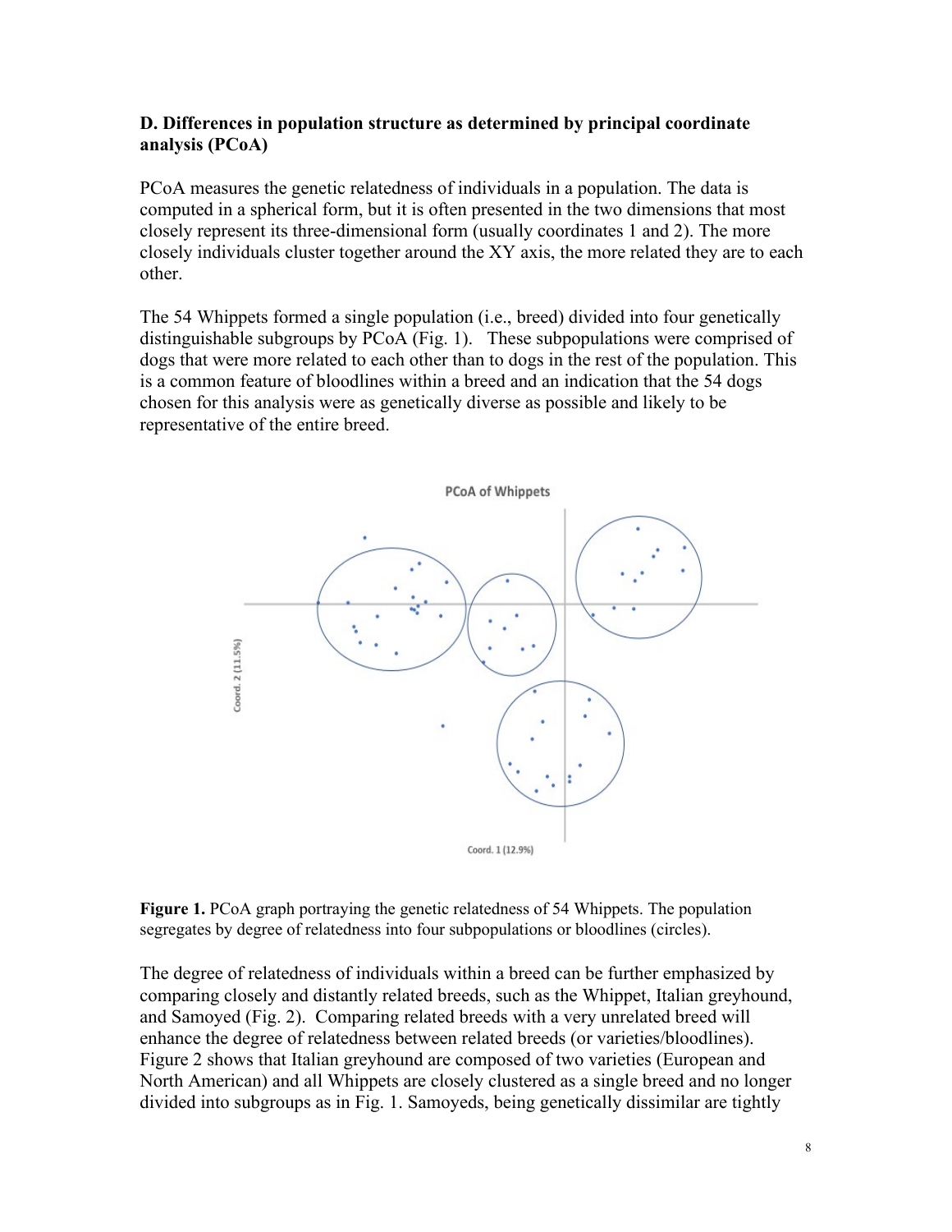**D. Differences in population structure as determined by principal coordinate analysis (PCoA)**

PCoA measures the genetic relatedness of individuals in a population. The data is computed in a spherical form, but it is often presented in the two dimensions that most closely represent its three-dimensional form (usually coordinates 1 and 2). The more closely individuals cluster together around the XY axis, the more related they are to each other.

The 54 Whippets formed a single population (i.e., breed) divided into four genetically distinguishable subgroups by PCoA (Fig. 1). These subpopulations were comprised of dogs that were more related to each other than to dogs in the rest of the population. This is a common feature of bloodlines within a breed and an indication that the 54 dogs chosen for this analysis were as genetically diverse as possible and likely to be representative of the entire breed.

**Figure 1.** PCoA graph portraying the genetic relatedness of 54 Whippets. The population segregates by degree of relatedness into four subpopulations or bloodlines (circles).

The degree of relatedness of individuals within a breed can be further emphasized by comparing closely and distantly related breeds, such as the Whippet, Italian greyhound, and Samoyed (Fig. 2). Comparing related breeds with a very unrelated breed will enhance the degree of relatedness between related breeds (or varieties/bloodlines). Figure 2 shows that Italian greyhound are composed of two varieties (European and North American) and all Whippets are closely clustered as a single breed and no longer divided into subgroups as in Fig. 1. Samoyeds, being genetically dissimilar are tightly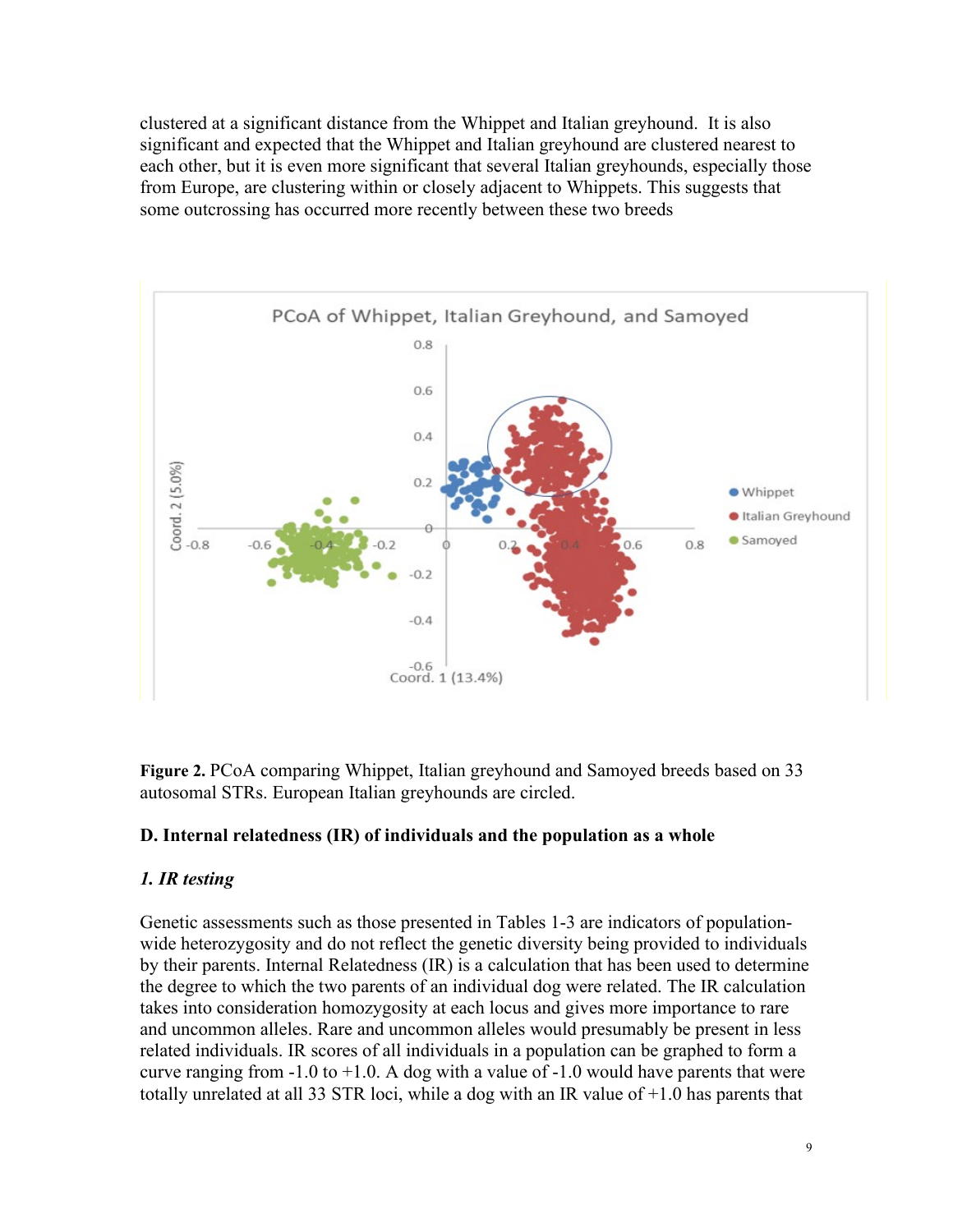clustered at a significant distance from the Whippet and Italian greyhound. It is also significant and expected that the Whippet and Italian greyhound are clustered nearest to each other, but it is even more significant that several Italian greyhounds, especially those from Europe, are clustering within or closely adjacent to Whippets. This suggests that some outcrossing has occurred more recently between these two breeds

**Figure 2.** PCoA comparing Whippet, Italian greyhound and Samoyed breeds based on 33 autosomal STRs. European Italian greyhounds are circled.

### D. Internal relatedness (IR) of individuals and the population as a whole

#### *1. IR testing*

Genetic assessments such as those presented in Tables 1-3 are indicators of population-wide heterozygosity and do not reflect the genetic diversity being provided to individuals by their parents. Internal Relatedness (IR) is a calculation that has been used to determine the degree to which the two parents of an individual dog were related. The IR calculation takes into consideration homozygosity at each locus and gives more importance to rare and uncommon alleles. Rare and uncommon alleles would presumably be present in less related individuals. IR scores of all individuals in a population can be graphed to form a curve ranging from -1.0 to +1.0. A dog with a value of -1.0 would have parents that were totally unrelated at all 33 STR loci, while a dog with an IR value of +1.0 has parents that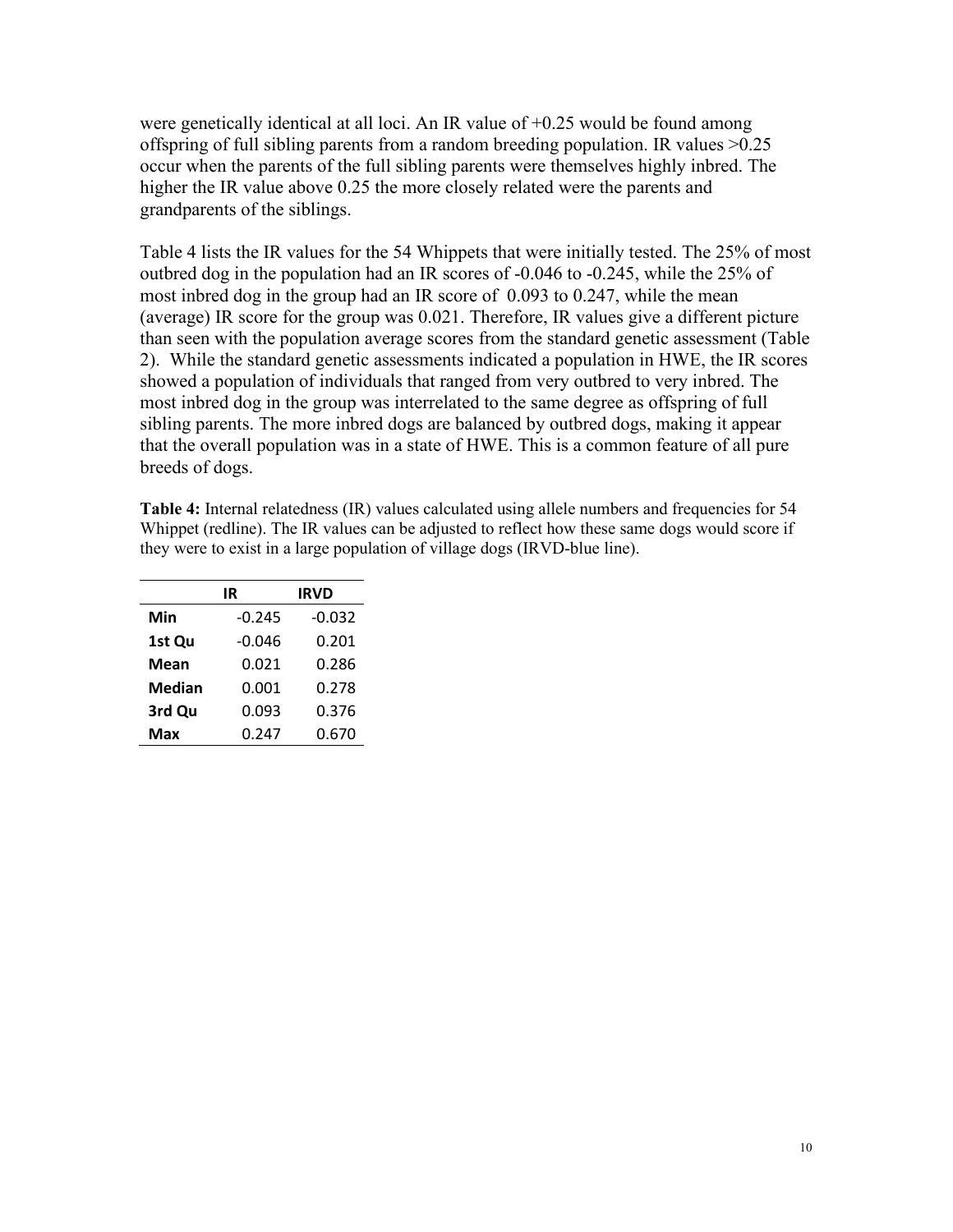were genetically identical at all loci. An IR value of +0.25 would be found among offspring of full sibling parents from a random breeding population. IR values >0.25 occur when the parents of the full sibling parents were themselves highly inbred. The higher the IR value above 0.25 the more closely related were the parents and grandparents of the siblings.

Table 4 lists the IR values for the 54 Whippets that were initially tested. The 25% of most outbred dog in the population had an IR scores of -0.046 to -0.245, while the 25% of most inbred dog in the group had an IR score of 0.093 to 0.247, while the mean (average) IR score for the group was 0.021. Therefore, IR values give a different picture than seen with the population average scores from the standard genetic assessment (Table 2). While the standard genetic assessments indicated a population in HWE, the IR scores showed a population of individuals that ranged from very outbred to very inbred. The most inbred dog in the group was interrelated to the same degree as offspring of full sibling parents. The more inbred dogs are balanced by outbred dogs, making it appear that the overall population was in a state of HWE. This is a common feature of all pure breeds of dogs.

**Table 4:** Internal relatedness (IR) values calculated using allele numbers and frequencies for 54 Whippet (redline). The IR values can be adjusted to reflect how these same dogs would score if they were to exist in a large population of village dogs (IRVD-blue line).

| | IR | IRVD |
|---|---|---|
| **Min** | -0.245 | -0.032 |
| **1st Qu** | -0.046 | 0.201 |
| **Mean** | 0.021 | 0.286 |
| **Median** | 0.001 | 0.278 |
| **3rd Qu** | 0.093 | 0.376 |
| **Max** | 0.247 | 0.670 |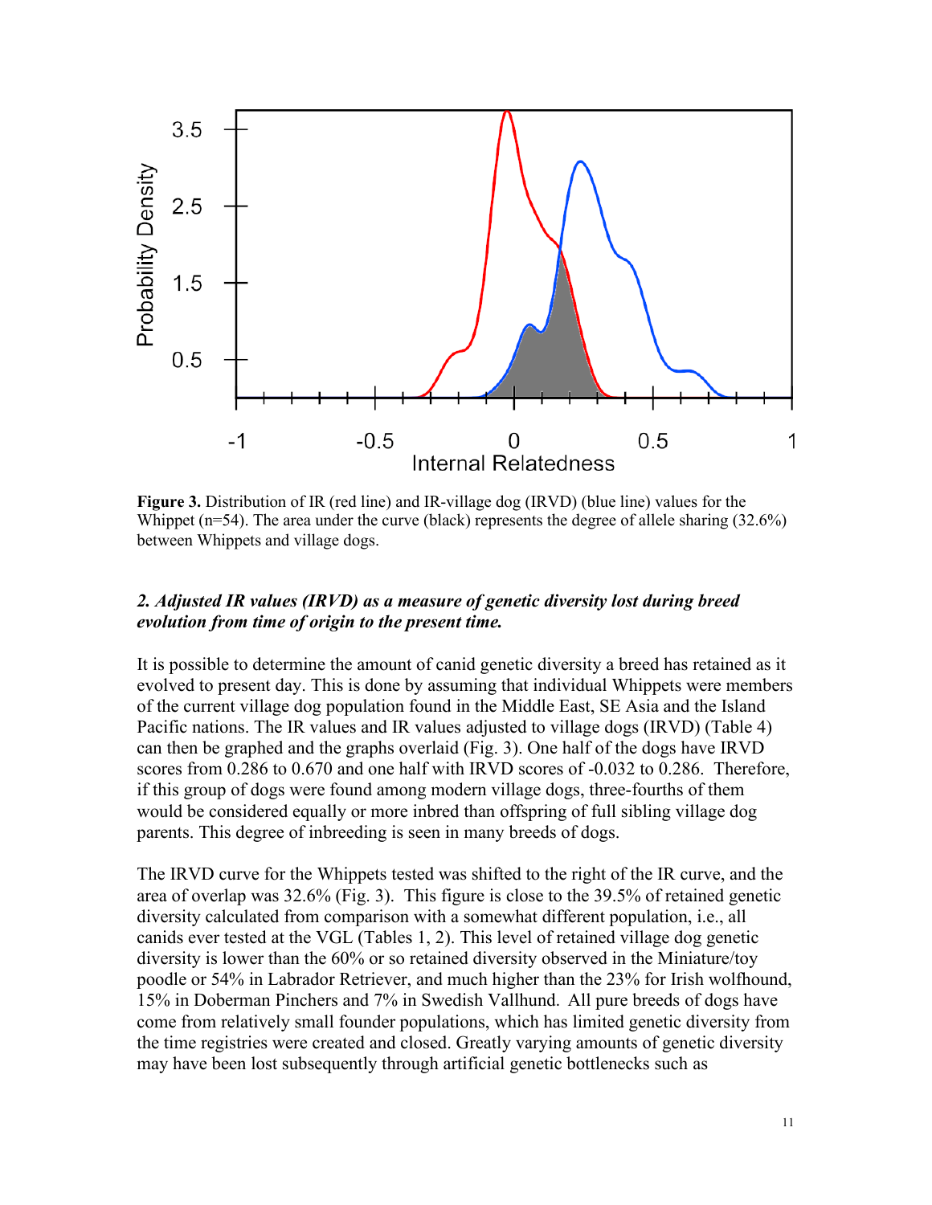**Figure 3.** Distribution of IR (red line) and IR-village dog (IRVD) (blue line) values for the Whippet (n=54). The area under the curve (black) represents the degree of allele sharing (32.6%) between Whippets and village dogs.

### *2. Adjusted IR values (IRVD) as a measure of genetic diversity lost during breed evolution from time of origin to the present time.*

It is possible to determine the amount of canid genetic diversity a breed has retained as it evolved to present day. This is done by assuming that individual Whippets were members of the current village dog population found in the Middle East, SE Asia and the Island Pacific nations. The IR values and IR values adjusted to village dogs (IRVD) (Table 4) can then be graphed and the graphs overlaid (Fig. 3). One half of the dogs have IRVD scores from 0.286 to 0.670 and one half with IRVD scores of -0.032 to 0.286. Therefore, if this group of dogs were found among modern village dogs, three-fourths of them would be considered equally or more inbred than offspring of full sibling village dog parents. This degree of inbreeding is seen in many breeds of dogs.

The IRVD curve for the Whippets tested was shifted to the right of the IR curve, and the area of overlap was 32.6% (Fig. 3). This figure is close to the 39.5% of retained genetic diversity calculated from comparison with a somewhat different population, i.e., all canids ever tested at the VGL (Tables 1, 2). This level of retained village dog genetic diversity is lower than the 60% or so retained diversity observed in the Miniature/toy poodle or 54% in Labrador Retriever, and much higher than the 23% for Irish wolfhound, 15% in Doberman Pinchers and 7% in Swedish Vallhund. All pure breeds of dogs have come from relatively small founder populations, which has limited genetic diversity from the time registries were created and closed. Greatly varying amounts of genetic diversity may have been lost subsequently through artificial genetic bottlenecks such as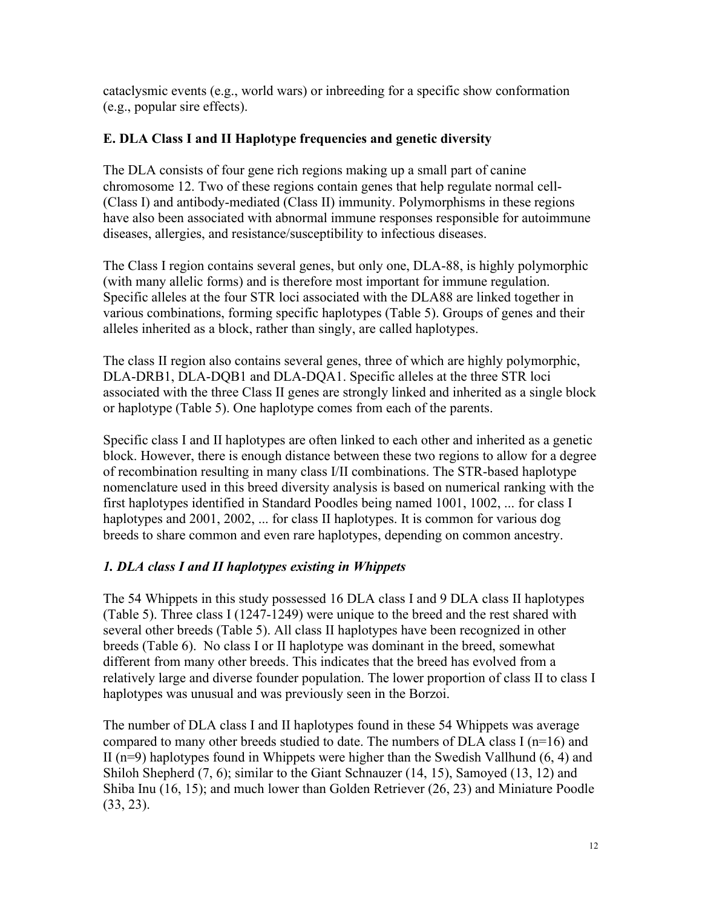cataclysmic events (e.g., world wars) or inbreeding for a specific show conformation (e.g., popular sire effects).

### E. DLA Class I and II Haplotype frequencies and genetic diversity

The DLA consists of four gene rich regions making up a small part of canine chromosome 12. Two of these regions contain genes that help regulate normal cell- (Class I) and antibody-mediated (Class II) immunity. Polymorphisms in these regions have also been associated with abnormal immune responses responsible for autoimmune diseases, allergies, and resistance/susceptibility to infectious diseases.

The Class I region contains several genes, but only one, DLA-88, is highly polymorphic (with many allelic forms) and is therefore most important for immune regulation. Specific alleles at the four STR loci associated with the DLA88 are linked together in various combinations, forming specific haplotypes (Table 5). Groups of genes and their alleles inherited as a block, rather than singly, are called haplotypes.

The class II region also contains several genes, three of which are highly polymorphic, DLA-DRB1, DLA-DQB1 and DLA-DQA1. Specific alleles at the three STR loci associated with the three Class II genes are strongly linked and inherited as a single block or haplotype (Table 5). One haplotype comes from each of the parents.

Specific class I and II haplotypes are often linked to each other and inherited as a genetic block. However, there is enough distance between these two regions to allow for a degree of recombination resulting in many class I/II combinations. The STR-based haplotype nomenclature used in this breed diversity analysis is based on numerical ranking with the first haplotypes identified in Standard Poodles being named 1001, 1002, ... for class I haplotypes and 2001, 2002, ... for class II haplotypes. It is common for various dog breeds to share common and even rare haplotypes, depending on common ancestry.

#### *1. DLA class I and II haplotypes existing in Whippets*

The 54 Whippets in this study possessed 16 DLA class I and 9 DLA class II haplotypes (Table 5). Three class I (1247-1249) were unique to the breed and the rest shared with several other breeds (Table 5). All class II haplotypes have been recognized in other breeds (Table 6). No class I or II haplotype was dominant in the breed, somewhat different from many other breeds. This indicates that the breed has evolved from a relatively large and diverse founder population. The lower proportion of class II to class I haplotypes was unusual and was previously seen in the Borzoi.

The number of DLA class I and II haplotypes found in these 54 Whippets was average compared to many other breeds studied to date. The numbers of DLA class I (n=16) and II (n=9) haplotypes found in Whippets were higher than the Swedish Vallhund (6, 4) and Shiloh Shepherd (7, 6); similar to the Giant Schnauzer (14, 15), Samoyed (13, 12) and Shiba Inu (16, 15); and much lower than Golden Retriever (26, 23) and Miniature Poodle (33, 23).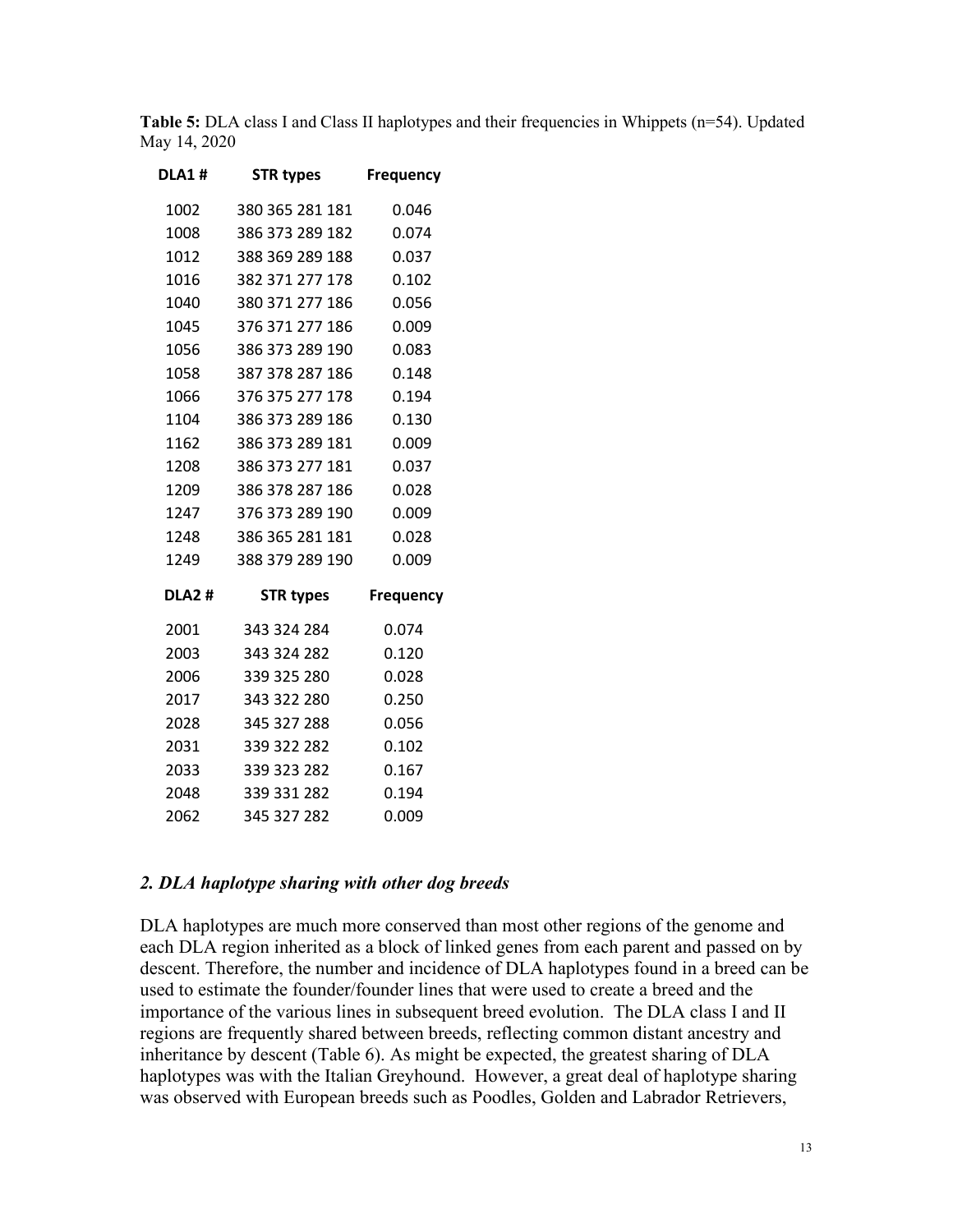**Table 5:** DLA class I and Class II haplotypes and their frequencies in Whippets (n=54). Updated May 14, 2020

| DLA1 # | STR types | Frequency |
|---|---|---|
| 1002 | 380 365 281 181 | 0.046 |
| 1008 | 386 373 289 182 | 0.074 |
| 1012 | 388 369 289 188 | 0.037 |
| 1016 | 382 371 277 178 | 0.102 |
| 1040 | 380 371 277 186 | 0.056 |
| 1045 | 376 371 277 186 | 0.009 |
| 1056 | 386 373 289 190 | 0.083 |
| 1058 | 387 378 287 186 | 0.148 |
| 1066 | 376 375 277 178 | 0.194 |
| 1104 | 386 373 289 186 | 0.130 |
| 1162 | 386 373 289 181 | 0.009 |
| 1208 | 386 373 277 181 | 0.037 |
| 1209 | 386 378 287 186 | 0.028 |
| 1247 | 376 373 289 190 | 0.009 |
| 1248 | 386 365 281 181 | 0.028 |
| 1249 | 388 379 289 190 | 0.009 |
| **DLA2 #** | **STR types** | **Frequency** |
| 2001 | 343 324 284 | 0.074 |
| 2003 | 343 324 282 | 0.120 |
| 2006 | 339 325 280 | 0.028 |
| 2017 | 343 322 280 | 0.250 |
| 2028 | 345 327 288 | 0.056 |
| 2031 | 339 322 282 | 0.102 |
| 2033 | 339 323 282 | 0.167 |
| 2048 | 339 331 282 | 0.194 |
| 2062 | 345 327 282 | 0.009 |

### *2. DLA haplotype sharing with other dog breeds*

DLA haplotypes are much more conserved than most other regions of the genome and each DLA region inherited as a block of linked genes from each parent and passed on by descent. Therefore, the number and incidence of DLA haplotypes found in a breed can be used to estimate the founder/founder lines that were used to create a breed and the importance of the various lines in subsequent breed evolution. The DLA class I and II regions are frequently shared between breeds, reflecting common distant ancestry and inheritance by descent (Table 6). As might be expected, the greatest sharing of DLA haplotypes was with the Italian Greyhound. However, a great deal of haplotype sharing was observed with European breeds such as Poodles, Golden and Labrador Retrievers,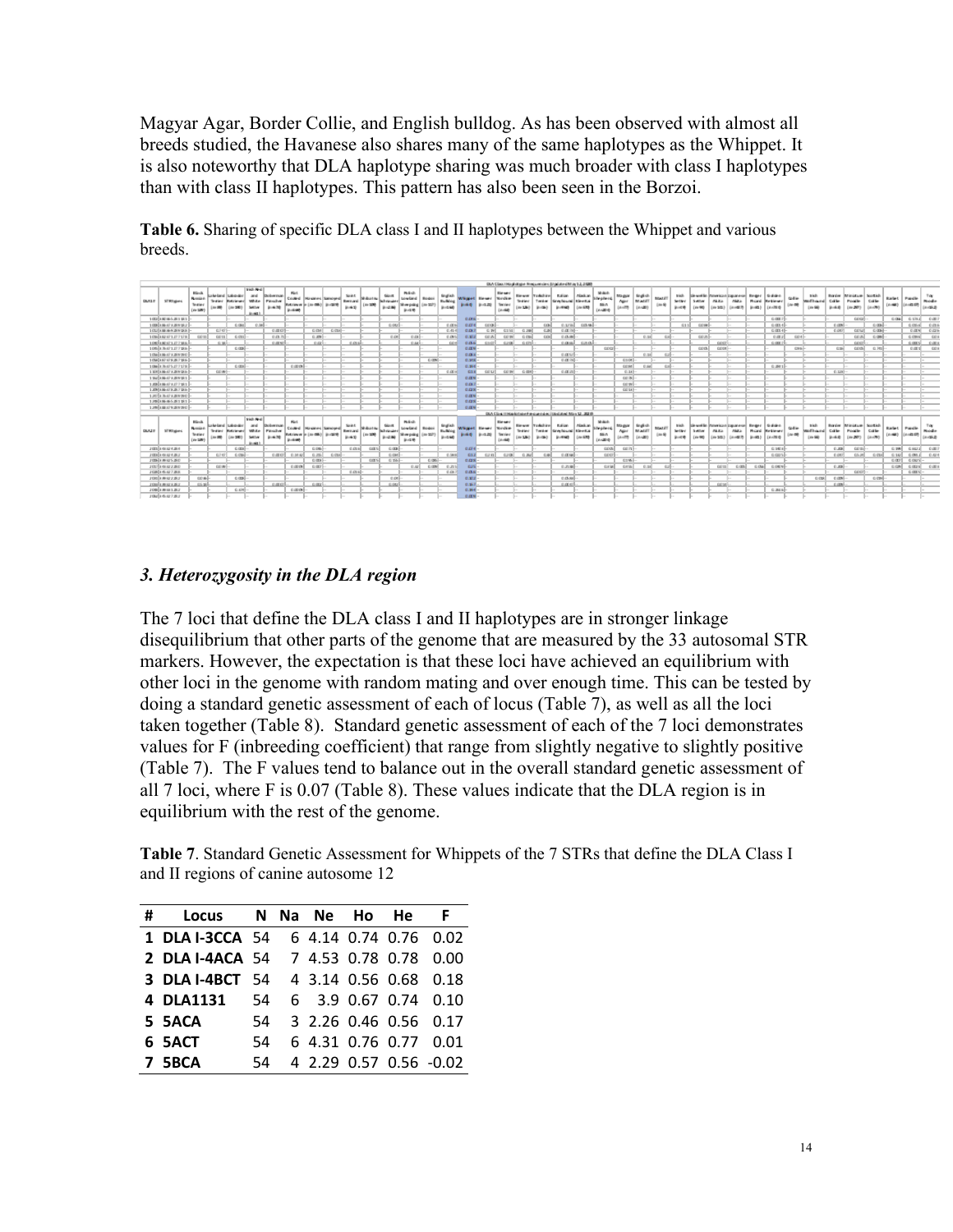Magyar Agar, Border Collie, and English bulldog. As has been observed with almost all breeds studied, the Havanese also shares many of the same haplotypes as the Whippet. It is also noteworthy that DLA haplotype sharing was much broader with class I haplotypes than with class II haplotypes. This pattern has also been seen in the Borzoi.

**Table 6.** Sharing of specific DLA class I and II haplotypes between the Whippet and various breeds.

### *3. Heterozygosity in the DLA region*

The 7 loci that define the DLA class I and II haplotypes are in stronger linkage disequilibrium that other parts of the genome that are measured by the 33 autosomal STR markers. However, the expectation is that these loci have achieved an equilibrium with other loci in the genome with random mating and over enough time. This can be tested by doing a standard genetic assessment of each of locus (Table 7), as well as all the loci taken together (Table 8). Standard genetic assessment of each of the 7 loci demonstrates values for F (inbreeding coefficient) that range from slightly negative to slightly positive (Table 7). The F values tend to balance out in the overall standard genetic assessment of all 7 loci, where F is 0.07 (Table 8). These values indicate that the DLA region is in equilibrium with the rest of the genome.

**Table 7**. Standard Genetic Assessment for Whippets of the 7 STRs that define the DLA Class I and II regions of canine autosome 12

| # | Locus | N | Na | Ne | Ho | He | F |
|---|---|---|---|---|---|---|---|
| 1 | DLA I-3CCA | 54 | 6 | 4.14 | 0.74 | 0.76 | 0.02 |
| 2 | DLA I-4ACA | 54 | 7 | 4.53 | 0.78 | 0.78 | 0.00 |
| 3 | DLA I-4BCT | 54 | 4 | 3.14 | 0.56 | 0.68 | 0.18 |
| 4 | DLA1131 | 54 | 6 | 3.9 | 0.67 | 0.74 | 0.10 |
| 5 | 5ACA | 54 | 3 | 2.26 | 0.46 | 0.56 | 0.17 |
| 6 | 5ACT | 54 | 6 | 4.31 | 0.76 | 0.77 | 0.01 |
| 7 | 5BCA | 54 | 4 | 2.29 | 0.57 | 0.56 | -0.02 |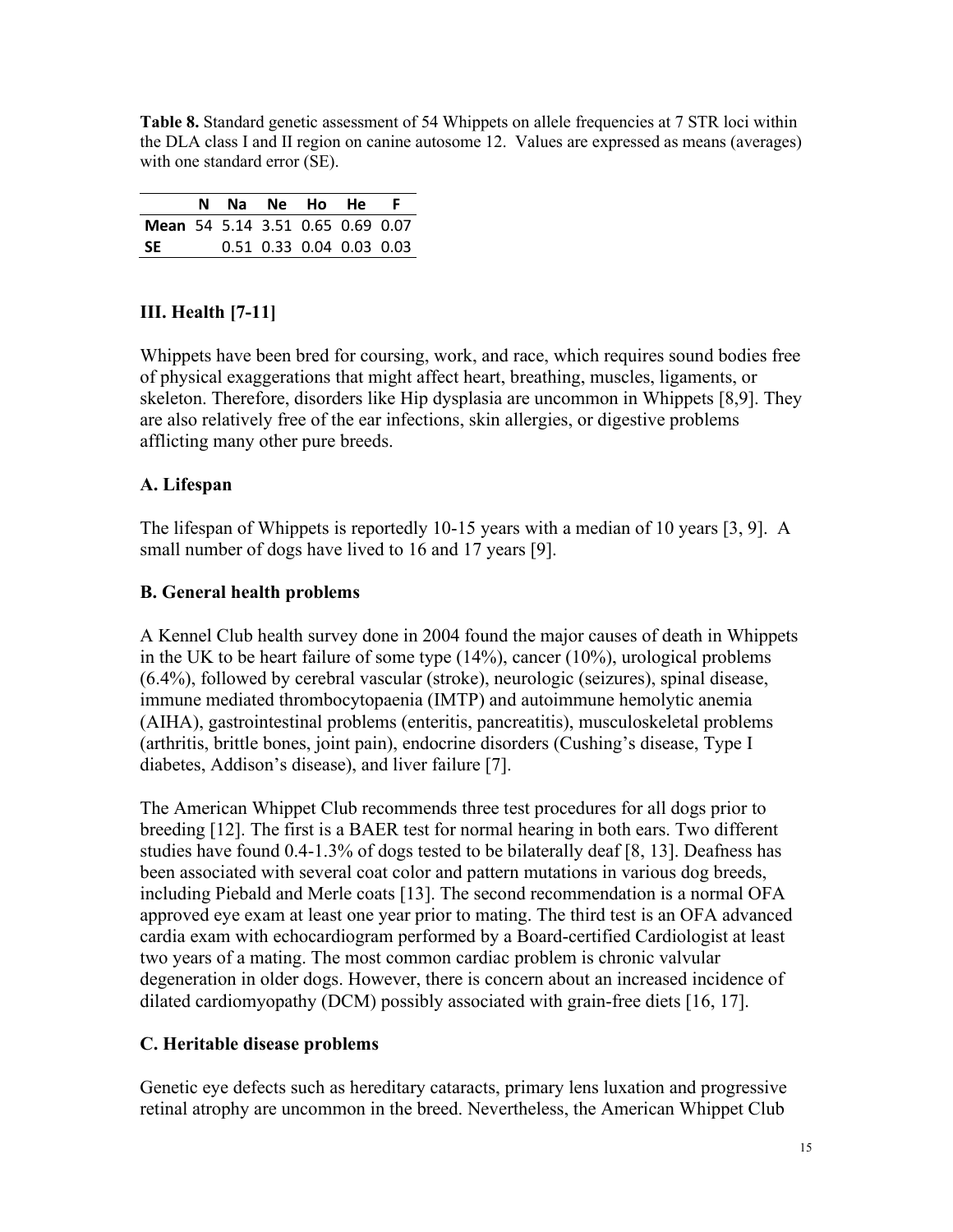**Table 8.** Standard genetic assessment of 54 Whippets on allele frequencies at 7 STR loci within the DLA class I and II region on canine autosome 12. Values are expressed as means (averages) with one standard error (SE).

| | N | Na | Ne | Ho | He | F |
|---|---|---|---|---|---|---|
| **Mean** | 54 | 5.14 | 3.51 | 0.65 | 0.69 | 0.07 |
| **SE** | | 0.51 | 0.33 | 0.04 | 0.03 | 0.03 |

## III. Health [7-11]

Whippets have been bred for coursing, work, and race, which requires sound bodies free of physical exaggerations that might affect heart, breathing, muscles, ligaments, or skeleton. Therefore, disorders like Hip dysplasia are uncommon in Whippets [8,9]. They are also relatively free of the ear infections, skin allergies, or digestive problems afflicting many other pure breeds.

### A. Lifespan

The lifespan of Whippets is reportedly 10-15 years with a median of 10 years [3, 9]. A small number of dogs have lived to 16 and 17 years [9].

### B. General health problems

A Kennel Club health survey done in 2004 found the major causes of death in Whippets in the UK to be heart failure of some type (14%), cancer (10%), urological problems (6.4%), followed by cerebral vascular (stroke), neurologic (seizures), spinal disease, immune mediated thrombocytopaenia (IMTP) and autoimmune hemolytic anemia (AIHA), gastrointestinal problems (enteritis, pancreatitis), musculoskeletal problems (arthritis, brittle bones, joint pain), endocrine disorders (Cushing's disease, Type I diabetes, Addison's disease), and liver failure [7].

The American Whippet Club recommends three test procedures for all dogs prior to breeding [12]. The first is a BAER test for normal hearing in both ears. Two different studies have found 0.4-1.3% of dogs tested to be bilaterally deaf [8, 13]. Deafness has been associated with several coat color and pattern mutations in various dog breeds, including Piebald and Merle coats [13]. The second recommendation is a normal OFA approved eye exam at least one year prior to mating. The third test is an OFA advanced cardia exam with echocardiogram performed by a Board-certified Cardiologist at least two years of a mating. The most common cardiac problem is chronic valvular degeneration in older dogs. However, there is concern about an increased incidence of dilated cardiomyopathy (DCM) possibly associated with grain-free diets [16, 17].

### C. Heritable disease problems

Genetic eye defects such as hereditary cataracts, primary lens luxation and progressive retinal atrophy are uncommon in the breed. Nevertheless, the American Whippet Club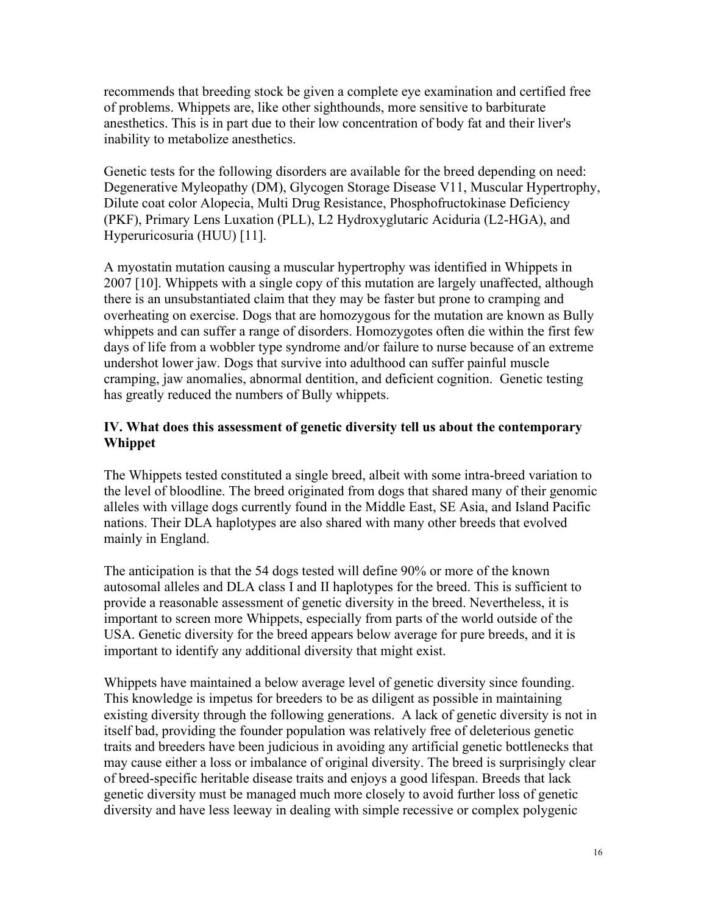recommends that breeding stock be given a complete eye examination and certified free of problems. Whippets are, like other sighthounds, more sensitive to barbiturate anesthetics. This is in part due to their low concentration of body fat and their liver's inability to metabolize anesthetics.

Genetic tests for the following disorders are available for the breed depending on need: Degenerative Myleopathy (DM), Glycogen Storage Disease V11, Muscular Hypertrophy, Dilute coat color Alopecia, Multi Drug Resistance, Phosphofructokinase Deficiency (PKF), Primary Lens Luxation (PLL), L2 Hydroxyglutaric Aciduria (L2-HGA), and Hyperuricosuria (HUU) [11].

A myostatin mutation causing a muscular hypertrophy was identified in Whippets in 2007 [10]. Whippets with a single copy of this mutation are largely unaffected, although there is an unsubstantiated claim that they may be faster but prone to cramping and overheating on exercise. Dogs that are homozygous for the mutation are known as Bully whippets and can suffer a range of disorders. Homozygotes often die within the first few days of life from a wobbler type syndrome and/or failure to nurse because of an extreme undershot lower jaw. Dogs that survive into adulthood can suffer painful muscle cramping, jaw anomalies, abnormal dentition, and deficient cognition. Genetic testing has greatly reduced the numbers of Bully whippets.

## IV. What does this assessment of genetic diversity tell us about the contemporary Whippet

The Whippets tested constituted a single breed, albeit with some intra-breed variation to the level of bloodline. The breed originated from dogs that shared many of their genomic alleles with village dogs currently found in the Middle East, SE Asia, and Island Pacific nations. Their DLA haplotypes are also shared with many other breeds that evolved mainly in England.

The anticipation is that the 54 dogs tested will define 90% or more of the known autosomal alleles and DLA class I and II haplotypes for the breed. This is sufficient to provide a reasonable assessment of genetic diversity in the breed. Nevertheless, it is important to screen more Whippets, especially from parts of the world outside of the USA. Genetic diversity for the breed appears below average for pure breeds, and it is important to identify any additional diversity that might exist.

Whippets have maintained a below average level of genetic diversity since founding. This knowledge is impetus for breeders to be as diligent as possible in maintaining existing diversity through the following generations. A lack of genetic diversity is not in itself bad, providing the founder population was relatively free of deleterious genetic traits and breeders have been judicious in avoiding any artificial genetic bottlenecks that may cause either a loss or imbalance of original diversity. The breed is surprisingly clear of breed-specific heritable disease traits and enjoys a good lifespan. Breeds that lack genetic diversity must be managed much more closely to avoid further loss of genetic diversity and have less leeway in dealing with simple recessive or complex polygenic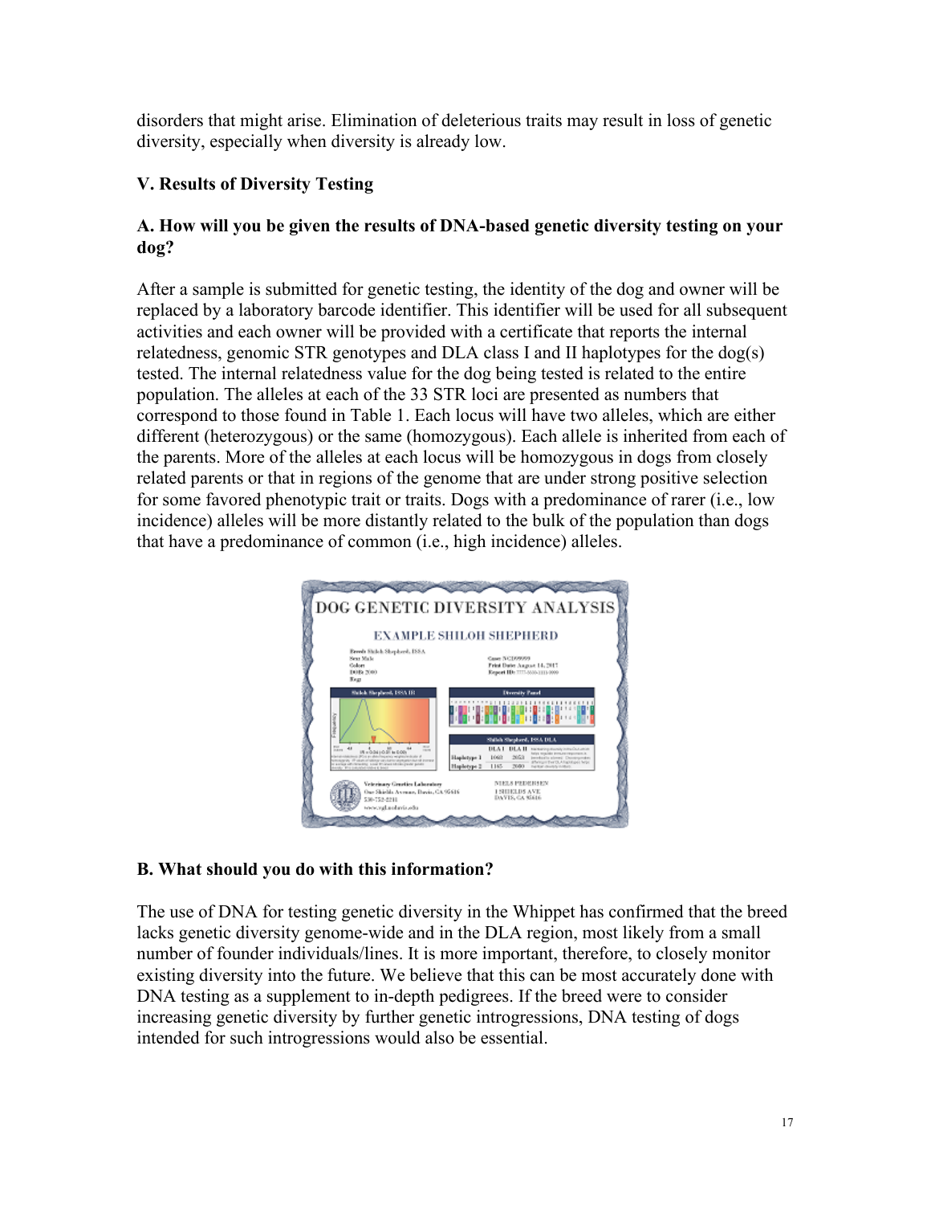disorders that might arise. Elimination of deleterious traits may result in loss of genetic diversity, especially when diversity is already low.

### V. Results of Diversity Testing

#### A. How will you be given the results of DNA-based genetic diversity testing on your dog?

After a sample is submitted for genetic testing, the identity of the dog and owner will be replaced by a laboratory barcode identifier. This identifier will be used for all subsequent activities and each owner will be provided with a certificate that reports the internal relatedness, genomic STR genotypes and DLA class I and II haplotypes for the dog(s) tested. The internal relatedness value for the dog being tested is related to the entire population. The alleles at each of the 33 STR loci are presented as numbers that correspond to those found in Table 1. Each locus will have two alleles, which are either different (heterozygous) or the same (homozygous). Each allele is inherited from each of the parents. More of the alleles at each locus will be homozygous in dogs from closely related parents or that in regions of the genome that are under strong positive selection for some favored phenotypic trait or traits. Dogs with a predominance of rarer (i.e., low incidence) alleles will be more distantly related to the bulk of the population than dogs that have a predominance of common (i.e., high incidence) alleles.

#### B. What should you do with this information?

The use of DNA for testing genetic diversity in the Whippet has confirmed that the breed lacks genetic diversity genome-wide and in the DLA region, most likely from a small number of founder individuals/lines. It is more important, therefore, to closely monitor existing diversity into the future. We believe that this can be most accurately done with DNA testing as a supplement to in-depth pedigrees. If the breed were to consider increasing genetic diversity by further genetic introgressions, DNA testing of dogs intended for such introgressions would also be essential.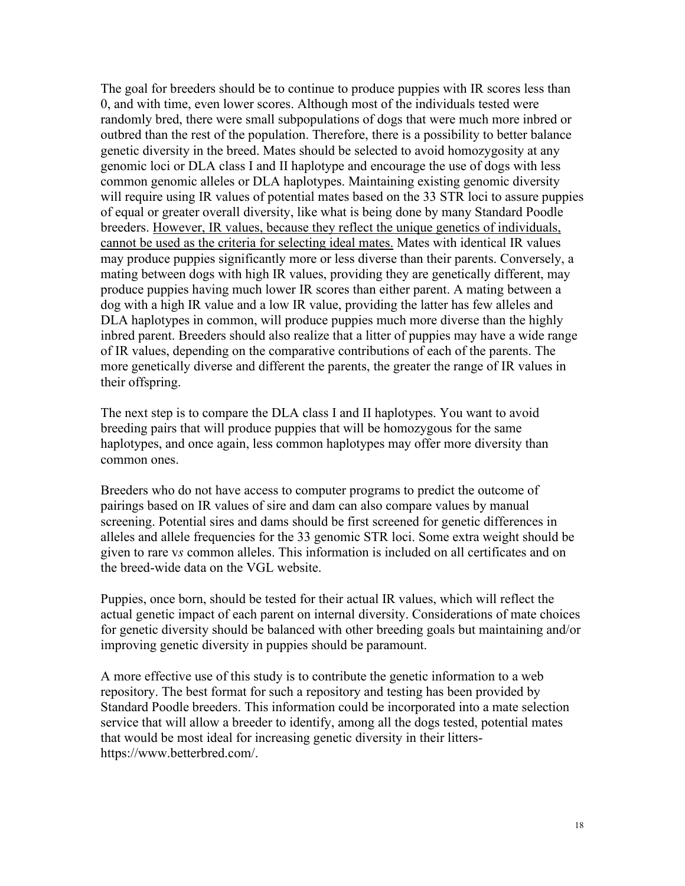The goal for breeders should be to continue to produce puppies with IR scores less than 0, and with time, even lower scores. Although most of the individuals tested were randomly bred, there were small subpopulations of dogs that were much more inbred or outbred than the rest of the population. Therefore, there is a possibility to better balance genetic diversity in the breed. Mates should be selected to avoid homozygosity at any genomic loci or DLA class I and II haplotype and encourage the use of dogs with less common genomic alleles or DLA haplotypes. Maintaining existing genomic diversity will require using IR values of potential mates based on the 33 STR loci to assure puppies of equal or greater overall diversity, like what is being done by many Standard Poodle breeders. <u>However, IR values, because they reflect the unique genetics of individuals, cannot be used as the criteria for selecting ideal mates.</u> Mates with identical IR values may produce puppies significantly more or less diverse than their parents. Conversely, a mating between dogs with high IR values, providing they are genetically different, may produce puppies having much lower IR scores than either parent. A mating between a dog with a high IR value and a low IR value, providing the latter has few alleles and DLA haplotypes in common, will produce puppies much more diverse than the highly inbred parent. Breeders should also realize that a litter of puppies may have a wide range of IR values, depending on the comparative contributions of each of the parents. The more genetically diverse and different the parents, the greater the range of IR values in their offspring.

The next step is to compare the DLA class I and II haplotypes. You want to avoid breeding pairs that will produce puppies that will be homozygous for the same haplotypes, and once again, less common haplotypes may offer more diversity than common ones.

Breeders who do not have access to computer programs to predict the outcome of pairings based on IR values of sire and dam can also compare values by manual screening. Potential sires and dams should be first screened for genetic differences in alleles and allele frequencies for the 33 genomic STR loci. Some extra weight should be given to rare v*s* common alleles. This information is included on all certificates and on the breed-wide data on the VGL website.

Puppies, once born, should be tested for their actual IR values, which will reflect the actual genetic impact of each parent on internal diversity. Considerations of mate choices for genetic diversity should be balanced with other breeding goals but maintaining and/or improving genetic diversity in puppies should be paramount.

A more effective use of this study is to contribute the genetic information to a web repository. The best format for such a repository and testing has been provided by Standard Poodle breeders. This information could be incorporated into a mate selection service that will allow a breeder to identify, among all the dogs tested, potential mates that would be most ideal for increasing genetic diversity in their litters- https://www.betterbred.com/.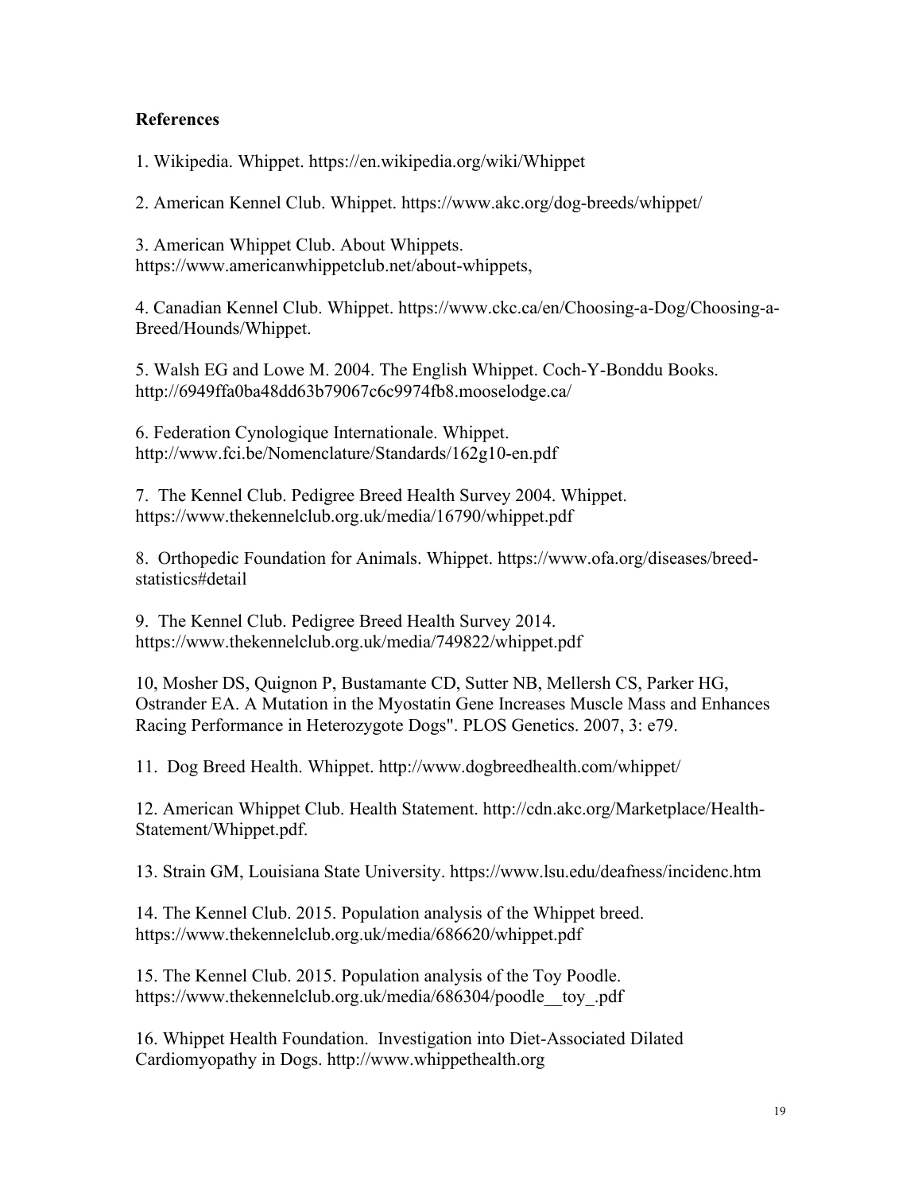**References**

1. Wikipedia. Whippet. https://en.wikipedia.org/wiki/Whippet

2. American Kennel Club. Whippet. https://www.akc.org/dog-breeds/whippet/

3. American Whippet Club. About Whippets. https://www.americanwhippetclub.net/about-whippets,

4. Canadian Kennel Club. Whippet. https://www.ckc.ca/en/Choosing-a-Dog/Choosing-a-Breed/Hounds/Whippet.

5. Walsh EG and Lowe M. 2004. The English Whippet. Coch-Y-Bonddu Books. http://6949ffa0ba48dd63b79067c6c9974fb8.mooselodge.ca/

6. Federation Cynologique Internationale. Whippet. http://www.fci.be/Nomenclature/Standards/162g10-en.pdf

7. The Kennel Club. Pedigree Breed Health Survey 2004. Whippet. https://www.thekennelclub.org.uk/media/16790/whippet.pdf

8. Orthopedic Foundation for Animals. Whippet. https://www.ofa.org/diseases/breed-statistics#detail

9. The Kennel Club. Pedigree Breed Health Survey 2014. https://www.thekennelclub.org.uk/media/749822/whippet.pdf

10, Mosher DS, Quignon P, Bustamante CD, Sutter NB, Mellersh CS, Parker HG, Ostrander EA. A Mutation in the Myostatin Gene Increases Muscle Mass and Enhances Racing Performance in Heterozygote Dogs". PLOS Genetics. 2007, 3: e79.

11. Dog Breed Health. Whippet. http://www.dogbreedhealth.com/whippet/

12. American Whippet Club. Health Statement. http://cdn.akc.org/Marketplace/Health-Statement/Whippet.pdf.

13. Strain GM, Louisiana State University. https://www.lsu.edu/deafness/incidenc.htm

14. The Kennel Club. 2015. Population analysis of the Whippet breed. https://www.thekennelclub.org.uk/media/686620/whippet.pdf

15. The Kennel Club. 2015. Population analysis of the Toy Poodle. https://www.thekennelclub.org.uk/media/686304/poodle__toy_.pdf

16. Whippet Health Foundation. Investigation into Diet-Associated Dilated Cardiomyopathy in Dogs. http://www.whippethealth.org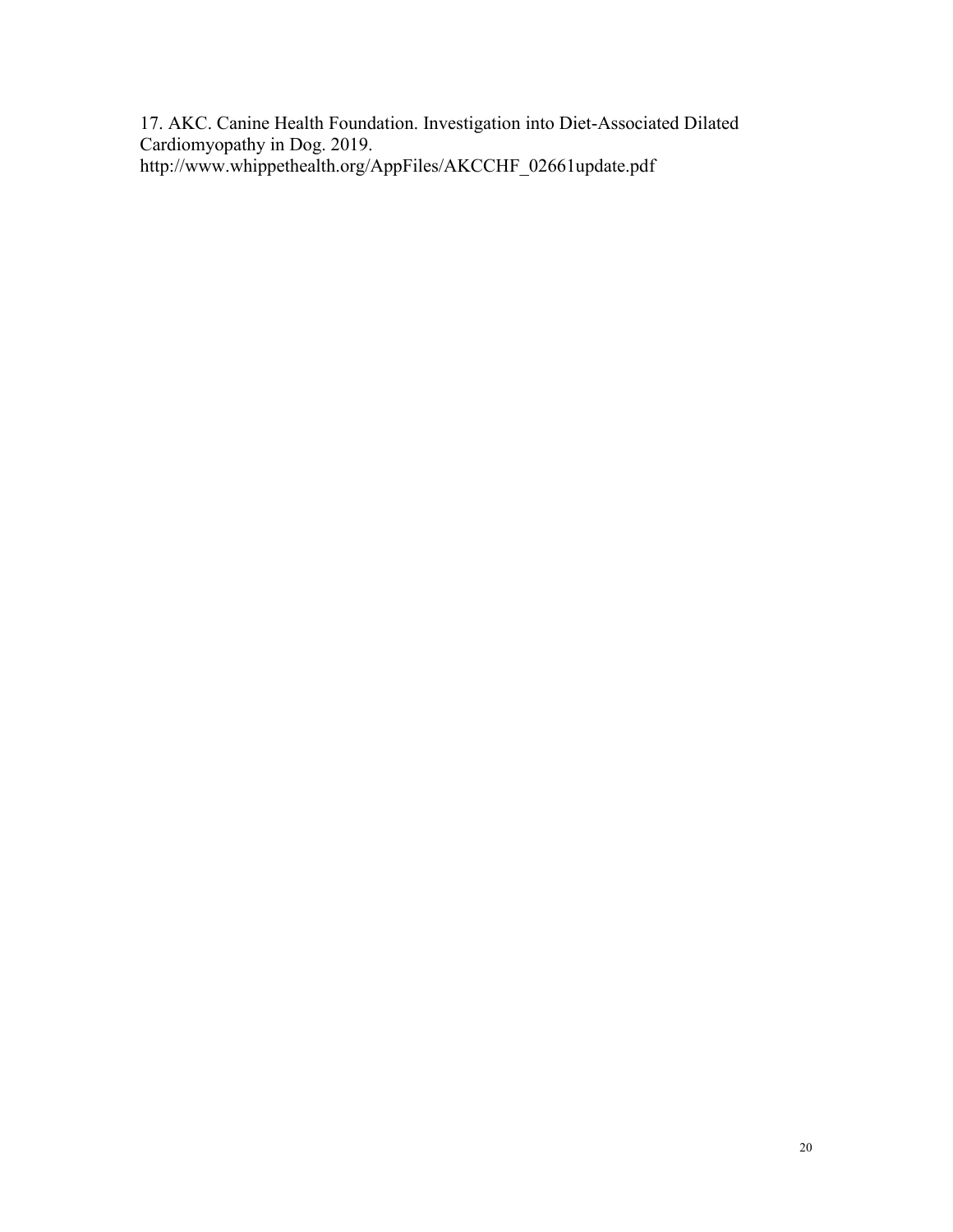17. AKC. Canine Health Foundation. Investigation into Diet-Associated Dilated Cardiomyopathy in Dog. 2019. http://www.whippethealth.org/AppFiles/AKCCHF_02661update.pdf